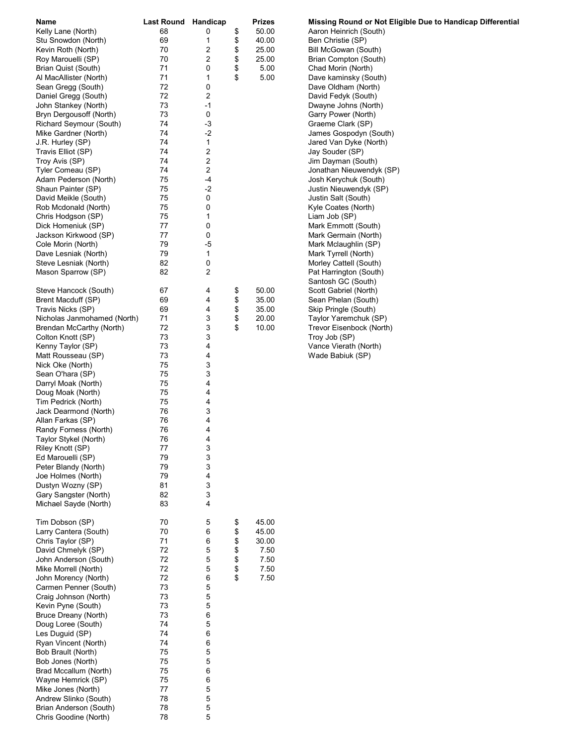| Name | Last Round | Handicap | Prizes |
| --- | --- | --- | --- |
| Kelly Lane (North) | 68 | 0 | $ 50.00 |
| Stu Snowdon (North) | 69 | 1 | $ 40.00 |
| Kevin Roth (North) | 70 | 2 | $ 25.00 |
| Roy Marouelli (SP) | 70 | 2 | $ 25.00 |
| Brian Quist (South) | 71 | 0 | $ 5.00 |
| Al MacAllister (North) | 71 | 1 | $ 5.00 |
| Sean Gregg (South) | 72 | 0 | |
| Daniel Gregg (South) | 72 | 2 | |
| John Stankey (North) | 73 | -1 | |
| Bryn Dergousoff (North) | 73 | 0 | |
| Richard Seymour (South) | 74 | -3 | |
| Mike Gardner (North) | 74 | -2 | |
| J.R. Hurley (SP) | 74 | 1 | |
| Travis Elliot (SP) | 74 | 2 | |
| Troy Avis (SP) | 74 | 2 | |
| Tyler Comeau (SP) | 74 | 2 | |
| Adam Pederson (North) | 75 | -4 | |
| Shaun Painter (SP) | 75 | -2 | |
| David Meikle (South) | 75 | 0 | |
| Rob Mcdonald (North) | 75 | 0 | |
| Chris Hodgson (SP) | 75 | 1 | |
| Dick Homeniuk (SP) | 77 | 0 | |
| Jackson Kirkwood (SP) | 77 | 0 | |
| Cole Morin (North) | 79 | -5 | |
| Dave Lesniak (North) | 79 | 1 | |
| Steve Lesniak (North) | 82 | 0 | |
| Mason Sparrow (SP) | 82 | 2 | |
| | | | |
| Steve Hancock (South) | 67 | 4 | $ 50.00 |
| Brent Macduff (SP) | 69 | 4 | $ 35.00 |
| Travis Nicks (SP) | 69 | 4 | $ 35.00 |
| Nicholas Janmohamed (North) | 71 | 3 | $ 20.00 |
| Brendan McCarthy (North) | 72 | 3 | $ 10.00 |
| Colton Knott (SP) | 73 | 3 | |
| Kenny Taylor (SP) | 73 | 4 | |
| Matt Rousseau (SP) | 73 | 4 | |
| Nick Oke (North) | 75 | 3 | |
| Sean O'hara (SP) | 75 | 3 | |
| Darryl Moak (North) | 75 | 4 | |
| Doug Moak (North) | 75 | 4 | |
| Tim Pedrick (North) | 75 | 4 | |
| Jack Dearmond (North) | 76 | 3 | |
| Allan Farkas (SP) | 76 | 4 | |
| Randy Forness (North) | 76 | 4 | |
| Taylor Stykel (North) | 76 | 4 | |
| Riley Knott (SP) | 77 | 3 | |
| Ed Marouelli (SP) | 79 | 3 | |
| Peter Blandy (North) | 79 | 3 | |
| Joe Holmes (North) | 79 | 4 | |
| Dustyn Wozny (SP) | 81 | 3 | |
| Gary Sangster (North) | 82 | 3 | |
| Michael Sayde (North) | 83 | 4 | |
| | | | |
| Tim Dobson (SP) | 70 | 5 | $ 45.00 |
| Larry Cantera (South) | 70 | 6 | $ 45.00 |
| Chris Taylor (SP) | 71 | 6 | $ 30.00 |
| David Chmelyk (SP) | 72 | 5 | $ 7.50 |
| John Anderson (South) | 72 | 5 | $ 7.50 |
| Mike Morrell (North) | 72 | 5 | $ 7.50 |
| John Morency (North) | 72 | 6 | $ 7.50 |
| Carmen Penner (South) | 73 | 5 | |
| Craig Johnson (North) | 73 | 5 | |
| Kevin Pyne (South) | 73 | 5 | |
| Bruce Dreany (North) | 73 | 6 | |
| Doug Loree (South) | 74 | 5 | |
| Les Duguid (SP) | 74 | 6 | |
| Ryan Vincent (North) | 74 | 6 | |
| Bob Brault (North) | 75 | 5 | |
| Bob Jones (North) | 75 | 5 | |
| Brad Mccallum (North) | 75 | 6 | |
| Wayne Hemrick (SP) | 75 | 6 | |
| Mike Jones (North) | 77 | 5 | |
| Andrew Slinko (South) | 78 | 5 | |
| Brian Anderson (South) | 78 | 5 | |
| Chris Goodine (North) | 78 | 5 | |

**Missing Round or Not Eligible Due to Handicap Differential**

Aaron Heinrich (South)
Ben Christie (SP)
Bill McGowan (South)
Brian Compton (South)
Chad Morin (North)
Dave kaminsky (South)
Dave Oldham (North)
David Fedyk (South)
Dwayne Johns (North)
Garry Power (North)
Graeme Clark (SP)
James Gospodyn (South)
Jared Van Dyke (North)
Jay Souder (SP)
Jim Dayman (South)
Jonathan Nieuwendyk (SP)
Josh Kerychuk (South)
Justin Nieuwendyk (SP)
Justin Salt (South)
Kyle Coates (North)
Liam Job (SP)
Mark Emmott (South)
Mark Germain (North)
Mark Mclaughlin (SP)
Mark Tyrrell (North)
Morley Cattell (South)
Pat Harrington (South)
Santosh GC (South)
Scott Gabriel (North)
Sean Phelan (South)
Skip Pringle (South)
Taylor Yaremchuk (SP)
Trevor Eisenbock (North)
Troy Job (SP)
Vance Vierath (North)
Wade Babiuk (SP)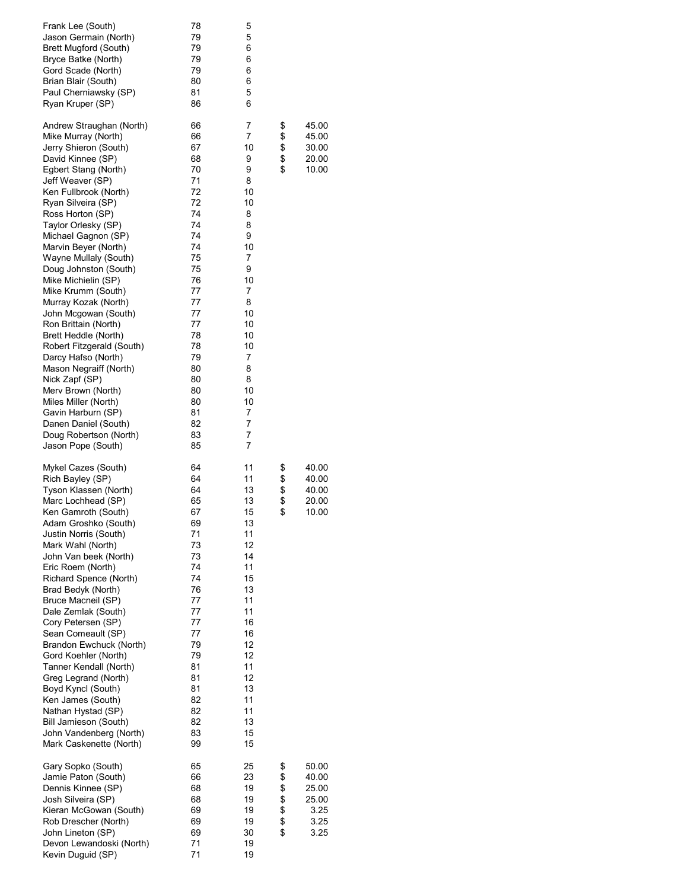| Name | Score | Handicap | | Prize |
|---|---|---|---|---|
| Frank Lee (South) | 78 | 5 | | |
| Jason Germain (North) | 79 | 5 | | |
| Brett Mugford (South) | 79 | 6 | | |
| Bryce Batke (North) | 79 | 6 | | |
| Gord Scade (North) | 79 | 6 | | |
| Brian Blair (South) | 80 | 6 | | |
| Paul Cherniawsky (SP) | 81 | 5 | | |
| Ryan Kruper (SP) | 86 | 6 | | |
| | | | | |
| Andrew Straughan (North) | 66 | 7 | $ | 45.00 |
| Mike Murray (North) | 66 | 7 | $ | 45.00 |
| Jerry Shieron (South) | 67 | 10 | $ | 30.00 |
| David Kinnee (SP) | 68 | 9 | $ | 20.00 |
| Egbert Stang (North) | 70 | 9 | $ | 10.00 |
| Jeff Weaver (SP) | 71 | 8 | | |
| Ken Fullbrook (North) | 72 | 10 | | |
| Ryan Silveira (SP) | 72 | 10 | | |
| Ross Horton (SP) | 74 | 8 | | |
| Taylor Orlesky (SP) | 74 | 8 | | |
| Michael Gagnon (SP) | 74 | 9 | | |
| Marvin Beyer (North) | 74 | 10 | | |
| Wayne Mullaly (South) | 75 | 7 | | |
| Doug Johnston (South) | 75 | 9 | | |
| Mike Michielin (SP) | 76 | 10 | | |
| Mike Krumm (South) | 77 | 7 | | |
| Murray Kozak (North) | 77 | 8 | | |
| John Mcgowan (South) | 77 | 10 | | |
| Ron Brittain (North) | 77 | 10 | | |
| Brett Heddle (North) | 78 | 10 | | |
| Robert Fitzgerald (South) | 78 | 10 | | |
| Darcy Hafso (North) | 79 | 7 | | |
| Mason Negraiff (North) | 80 | 8 | | |
| Nick Zapf (SP) | 80 | 8 | | |
| Merv Brown (North) | 80 | 10 | | |
| Miles Miller (North) | 80 | 10 | | |
| Gavin Harburn (SP) | 81 | 7 | | |
| Danen Daniel (South) | 82 | 7 | | |
| Doug Robertson (North) | 83 | 7 | | |
| Jason Pope (South) | 85 | 7 | | |
| | | | | |
| Mykel Cazes (South) | 64 | 11 | $ | 40.00 |
| Rich Bayley (SP) | 64 | 11 | $ | 40.00 |
| Tyson Klassen (North) | 64 | 13 | $ | 40.00 |
| Marc Lochhead (SP) | 65 | 13 | $ | 20.00 |
| Ken Gamroth (South) | 67 | 15 | $ | 10.00 |
| Adam Groshko (South) | 69 | 13 | | |
| Justin Norris (South) | 71 | 11 | | |
| Mark Wahl (North) | 73 | 12 | | |
| John Van beek (North) | 73 | 14 | | |
| Eric Roem (North) | 74 | 11 | | |
| Richard Spence (North) | 74 | 15 | | |
| Brad Bedyk (North) | 76 | 13 | | |
| Bruce Macneil (SP) | 77 | 11 | | |
| Dale Zemlak (South) | 77 | 11 | | |
| Cory Petersen (SP) | 77 | 16 | | |
| Sean Comeault (SP) | 77 | 16 | | |
| Brandon Ewchuck (North) | 79 | 12 | | |
| Gord Koehler (North) | 79 | 12 | | |
| Tanner Kendall (North) | 81 | 11 | | |
| Greg Legrand (North) | 81 | 12 | | |
| Boyd Kyncl (South) | 81 | 13 | | |
| Ken James (South) | 82 | 11 | | |
| Nathan Hystad (SP) | 82 | 11 | | |
| Bill Jamieson (South) | 82 | 13 | | |
| John Vandenberg (North) | 83 | 15 | | |
| Mark Caskenette (North) | 99 | 15 | | |
| | | | | |
| Gary Sopko (South) | 65 | 25 | $ | 50.00 |
| Jamie Paton (South) | 66 | 23 | $ | 40.00 |
| Dennis Kinnee (SP) | 68 | 19 | $ | 25.00 |
| Josh Silveira (SP) | 68 | 19 | $ | 25.00 |
| Kieran McGowan (South) | 69 | 19 | $ | 3.25 |
| Rob Drescher (North) | 69 | 19 | $ | 3.25 |
| John Lineton (SP) | 69 | 30 | $ | 3.25 |
| Devon Lewandoski (North) | 71 | 19 | | |
| Kevin Duguid (SP) | 71 | 19 | | |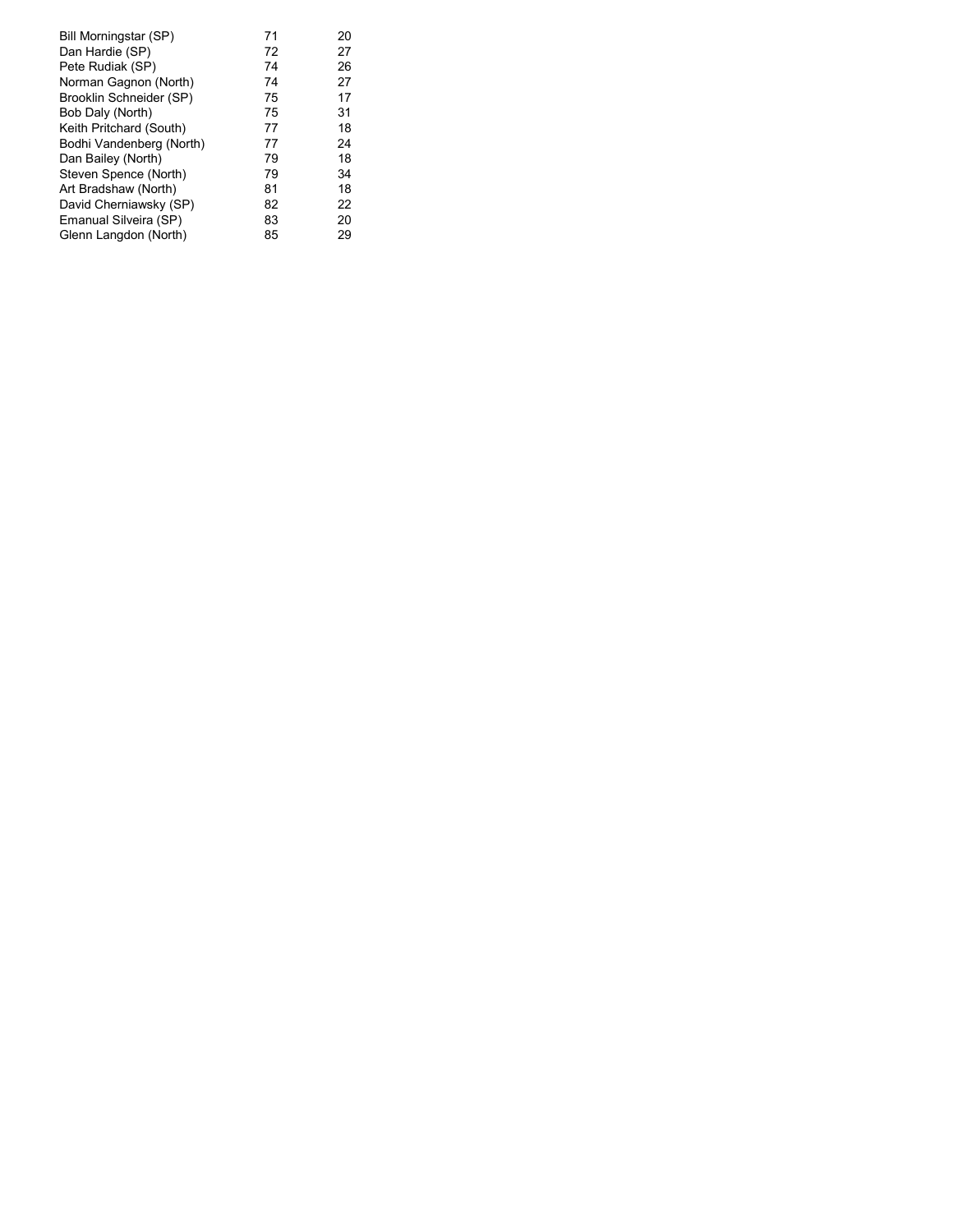| | | |
|---|---|---|
| Bill Morningstar (SP) | 71 | 20 |
| Dan Hardie (SP) | 72 | 27 |
| Pete Rudiak (SP) | 74 | 26 |
| Norman Gagnon (North) | 74 | 27 |
| Brooklin Schneider (SP) | 75 | 17 |
| Bob Daly (North) | 75 | 31 |
| Keith Pritchard (South) | 77 | 18 |
| Bodhi Vandenberg (North) | 77 | 24 |
| Dan Bailey (North) | 79 | 18 |
| Steven Spence (North) | 79 | 34 |
| Art Bradshaw (North) | 81 | 18 |
| David Cherniawsky (SP) | 82 | 22 |
| Emanual Silveira (SP) | 83 | 20 |
| Glenn Langdon (North) | 85 | 29 |